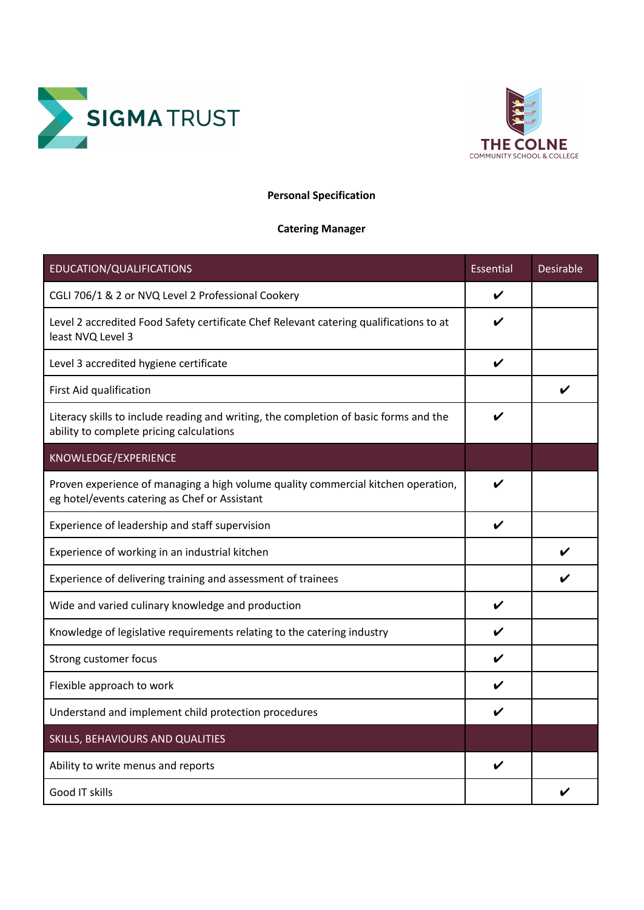SIGMA TRUST

THE COLNE
COMMUNITY SCHOOL & COLLEGE

**Personal Specification**

**Catering Manager**

| EDUCATION/QUALIFICATIONS | Essential | Desirable |
|---|---|---|
| CGLI 706/1 & 2 or NVQ Level 2 Professional Cookery | ✔ | |
| Level 2 accredited Food Safety certificate Chef Relevant catering qualifications to at least NVQ Level 3 | ✔ | |
| Level 3 accredited hygiene certificate | ✔ | |
| First Aid qualification | | ✔ |
| Literacy skills to include reading and writing, the completion of basic forms and the ability to complete pricing calculations | ✔ | |
| KNOWLEDGE/EXPERIENCE | | |
| Proven experience of managing a high volume quality commercial kitchen operation, eg hotel/events catering as Chef or Assistant | ✔ | |
| Experience of leadership and staff supervision | ✔ | |
| Experience of working in an industrial kitchen | | ✔ |
| Experience of delivering training and assessment of trainees | | ✔ |
| Wide and varied culinary knowledge and production | ✔ | |
| Knowledge of legislative requirements relating to the catering industry | ✔ | |
| Strong customer focus | ✔ | |
| Flexible approach to work | ✔ | |
| Understand and implement child protection procedures | ✔ | |
| SKILLS, BEHAVIOURS AND QUALITIES | | |
| Ability to write menus and reports | ✔ | |
| Good IT skills | | ✔ |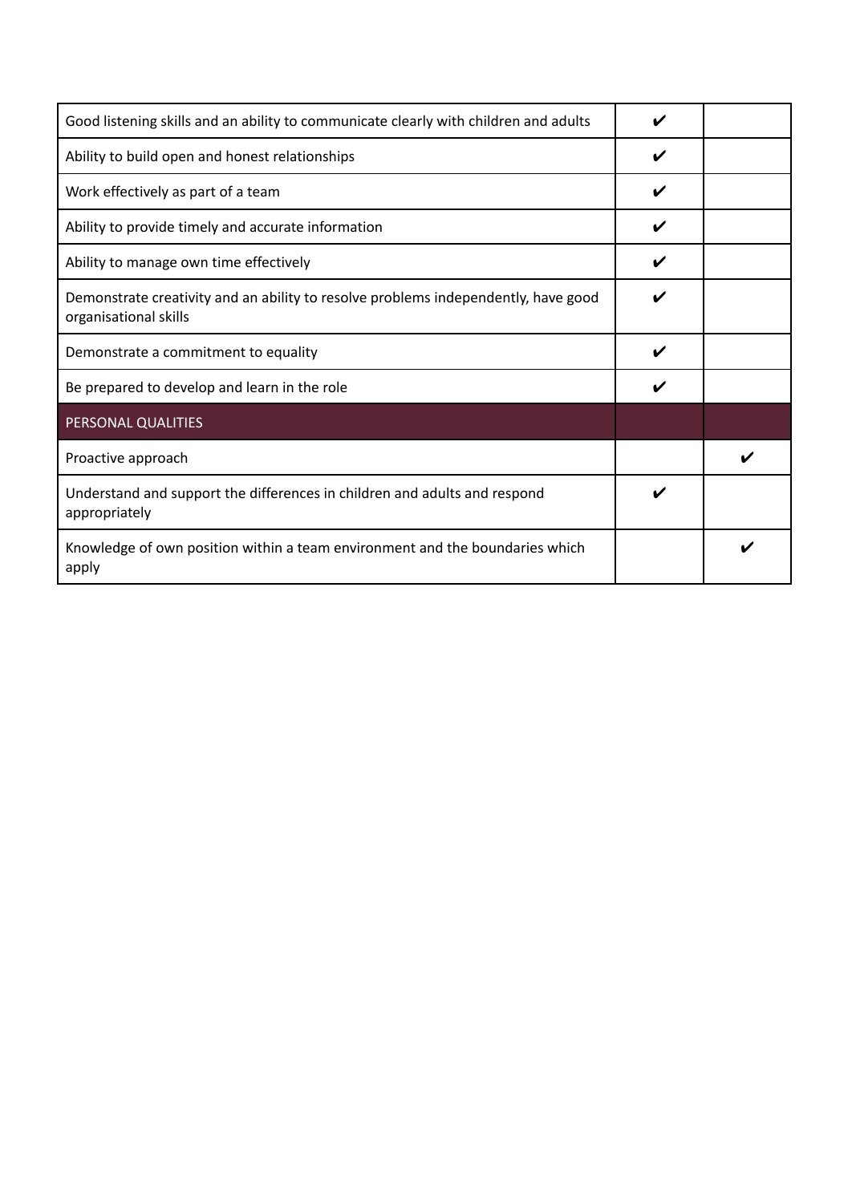| | | |
|---|---|---|
| Good listening skills and an ability to communicate clearly with children and adults | ✔ | |
| Ability to build open and honest relationships | ✔ | |
| Work effectively as part of a team | ✔ | |
| Ability to provide timely and accurate information | ✔ | |
| Ability to manage own time effectively | ✔ | |
| Demonstrate creativity and an ability to resolve problems independently, have good organisational skills | ✔ | |
| Demonstrate a commitment to equality | ✔ | |
| Be prepared to develop and learn in the role | ✔ | |
| PERSONAL QUALITIES | | |
| Proactive approach | | ✔ |
| Understand and support the differences in children and adults and respond appropriately | ✔ | |
| Knowledge of own position within a team environment and the boundaries which apply | | ✔ |